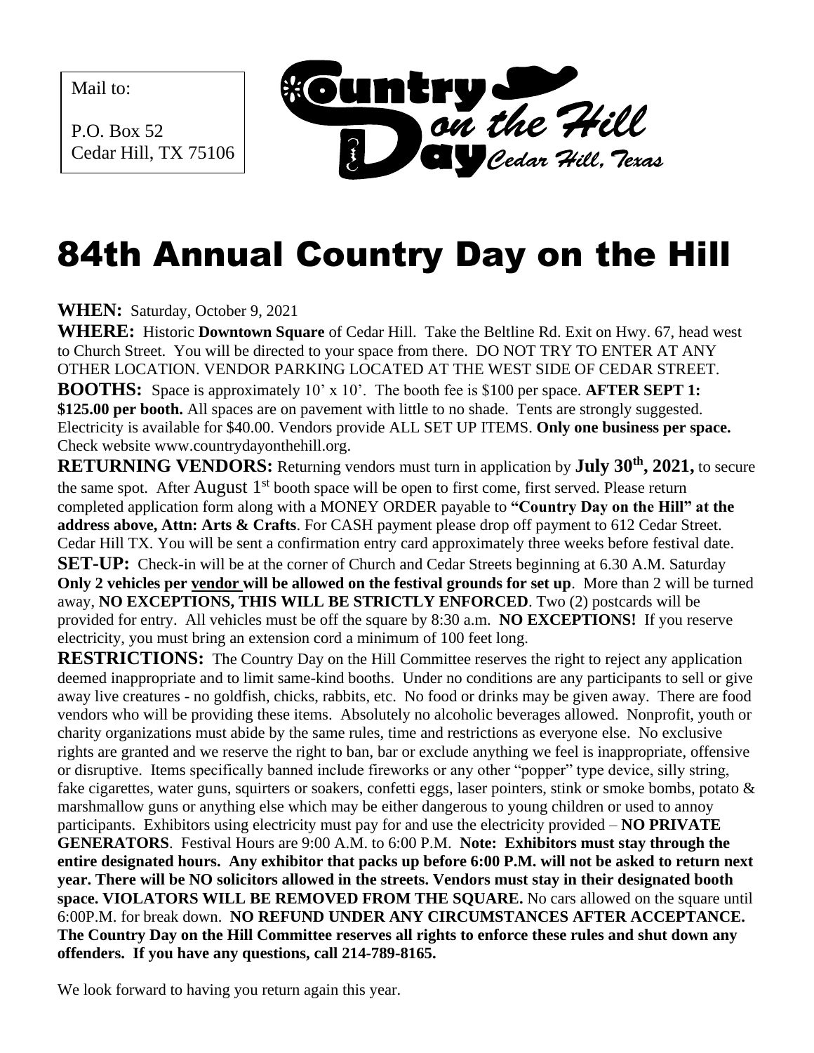Mail to:

P.O. Box 52
Cedar Hill, TX 75106

Country Day on the Hill
*Cedar Hill, Texas*

# 84th Annual Country Day on the Hill

**WHEN:** Saturday, October 9, 2021

**WHERE:** Historic **Downtown Square** of Cedar Hill. Take the Beltline Rd. Exit on Hwy. 67, head west to Church Street. You will be directed to your space from there. DO NOT TRY TO ENTER AT ANY OTHER LOCATION. VENDOR PARKING LOCATED AT THE WEST SIDE OF CEDAR STREET.

**BOOTHS:** Space is approximately 10' x 10'. The booth fee is $100 per space. **AFTER SEPT 1: $125.00 per booth.** All spaces are on pavement with little to no shade. Tents are strongly suggested. Electricity is available for $40.00. Vendors provide ALL SET UP ITEMS. **Only one business per space.** Check website www.countrydayonthehill.org.

**RETURNING VENDORS:** Returning vendors must turn in application by **July 30th, 2021,** to secure the same spot. After August 1st booth space will be open to first come, first served. Please return completed application form along with a MONEY ORDER payable to **"Country Day on the Hill" at the address above, Attn: Arts & Crafts**. For CASH payment please drop off payment to 612 Cedar Street. Cedar Hill TX. You will be sent a confirmation entry card approximately three weeks before festival date.

**SET-UP:** Check-in will be at the corner of Church and Cedar Streets beginning at 6.30 A.M. Saturday **Only 2 vehicles per vendor will be allowed on the festival grounds for set up**. More than 2 will be turned away, **NO EXCEPTIONS, THIS WILL BE STRICTLY ENFORCED**. Two (2) postcards will be provided for entry. All vehicles must be off the square by 8:30 a.m. **NO EXCEPTIONS!** If you reserve electricity, you must bring an extension cord a minimum of 100 feet long.

**RESTRICTIONS:** The Country Day on the Hill Committee reserves the right to reject any application deemed inappropriate and to limit same-kind booths. Under no conditions are any participants to sell or give away live creatures - no goldfish, chicks, rabbits, etc. No food or drinks may be given away. There are food vendors who will be providing these items. Absolutely no alcoholic beverages allowed. Nonprofit, youth or charity organizations must abide by the same rules, time and restrictions as everyone else. No exclusive rights are granted and we reserve the right to ban, bar or exclude anything we feel is inappropriate, offensive or disruptive. Items specifically banned include fireworks or any other "popper" type device, silly string, fake cigarettes, water guns, squirters or soakers, confetti eggs, laser pointers, stink or smoke bombs, potato & marshmallow guns or anything else which may be either dangerous to young children or used to annoy participants. Exhibitors using electricity must pay for and use the electricity provided – **NO PRIVATE GENERATORS**. Festival Hours are 9:00 A.M. to 6:00 P.M. **Note: Exhibitors must stay through the entire designated hours. Any exhibitor that packs up before 6:00 P.M. will not be asked to return next year. There will be NO solicitors allowed in the streets. Vendors must stay in their designated booth space. VIOLATORS WILL BE REMOVED FROM THE SQUARE.** No cars allowed on the square until 6:00P.M. for break down. **NO REFUND UNDER ANY CIRCUMSTANCES AFTER ACCEPTANCE. The Country Day on the Hill Committee reserves all rights to enforce these rules and shut down any offenders. If you have any questions, call 214-789-8165.**

We look forward to having you return again this year.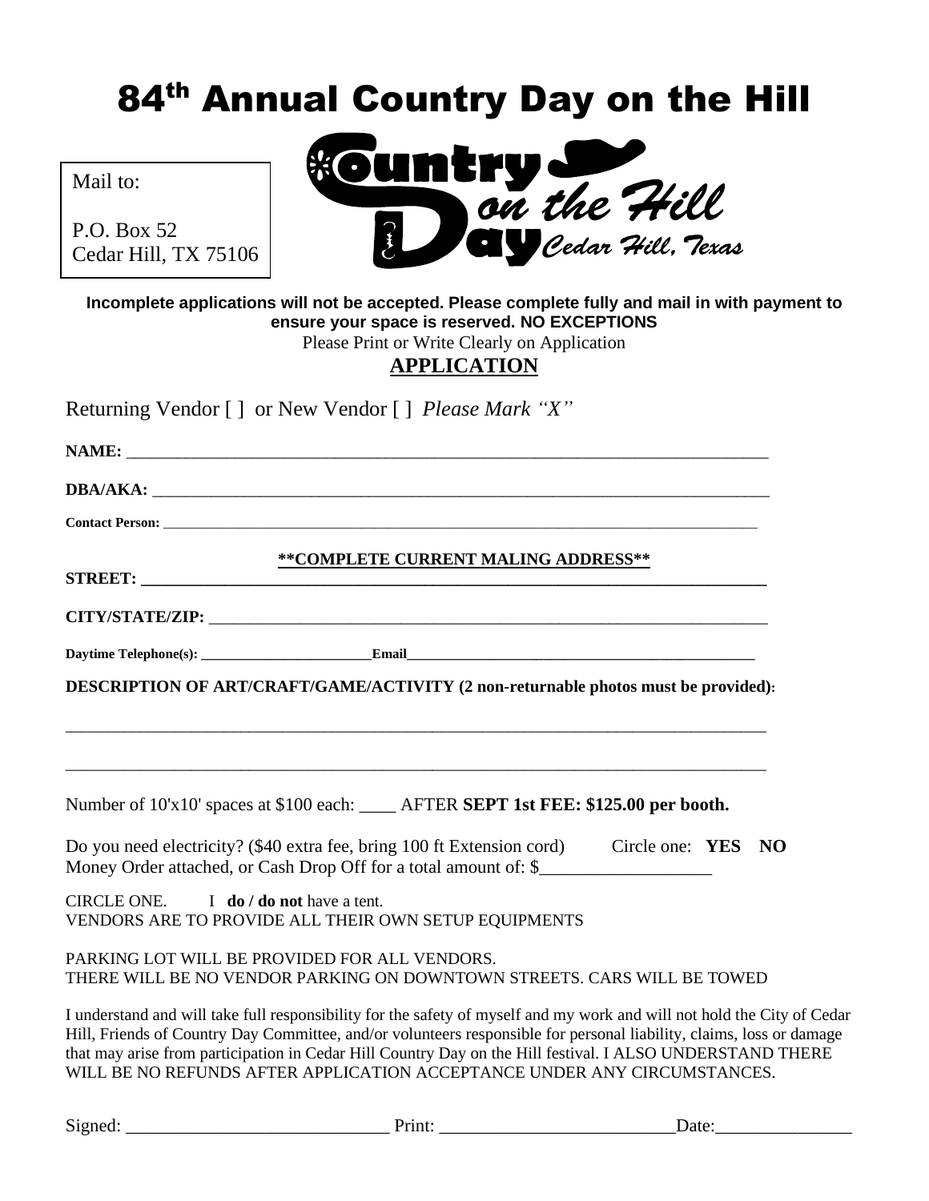# 84th Annual Country Day on the Hill

Mail to:

P.O. Box 52
Cedar Hill, TX 75106

Country Day on the Hill Cedar Hill, Texas

**Incomplete applications will not be accepted. Please complete fully and mail in with payment to ensure your space is reserved. NO EXCEPTIONS**

Please Print or Write Clearly on Application

## APPLICATION

Returning Vendor [ ] or New Vendor [ ] *Please Mark "X"*

**NAME:** ______________________________________________________________________________

**DBA/AKA:** ___________________________________________________________________________

**Contact Person:** ______________________________________________________________________

**\*\*COMPLETE CURRENT MALING ADDRESS\*\***

**STREET:** ____________________________________________________________________________

**CITY/STATE/ZIP:** _____________________________________________________________________

**Daytime Telephone(s):** ________________________ **Email**__________________________________________

**DESCRIPTION OF ART/CRAFT/GAME/ACTIVITY (2 non-returnable photos must be provided):**

______________________________________________________________________________________

______________________________________________________________________________________

Number of 10'x10' spaces at $100 each: ____ AFTER **SEPT 1st FEE: $125.00 per booth.**

Do you need electricity? ($40 extra fee, bring 100 ft Extension cord) Circle one: **YES NO**
Money Order attached, or Cash Drop Off for a total amount of: $___________________

CIRCLE ONE. I **do / do not** have a tent.
VENDORS ARE TO PROVIDE ALL THEIR OWN SETUP EQUIPMENTS

PARKING LOT WILL BE PROVIDED FOR ALL VENDORS.
THERE WILL BE NO VENDOR PARKING ON DOWNTOWN STREETS. CARS WILL BE TOWED

I understand and will take full responsibility for the safety of myself and my work and will not hold the City of Cedar Hill, Friends of Country Day Committee, and/or volunteers responsible for personal liability, claims, loss or damage that may arise from participation in Cedar Hill Country Day on the Hill festival. I ALSO UNDERSTAND THERE WILL BE NO REFUNDS AFTER APPLICATION ACCEPTANCE UNDER ANY CIRCUMSTANCES.

Signed: _____________________________ Print: __________________________Date:_______________